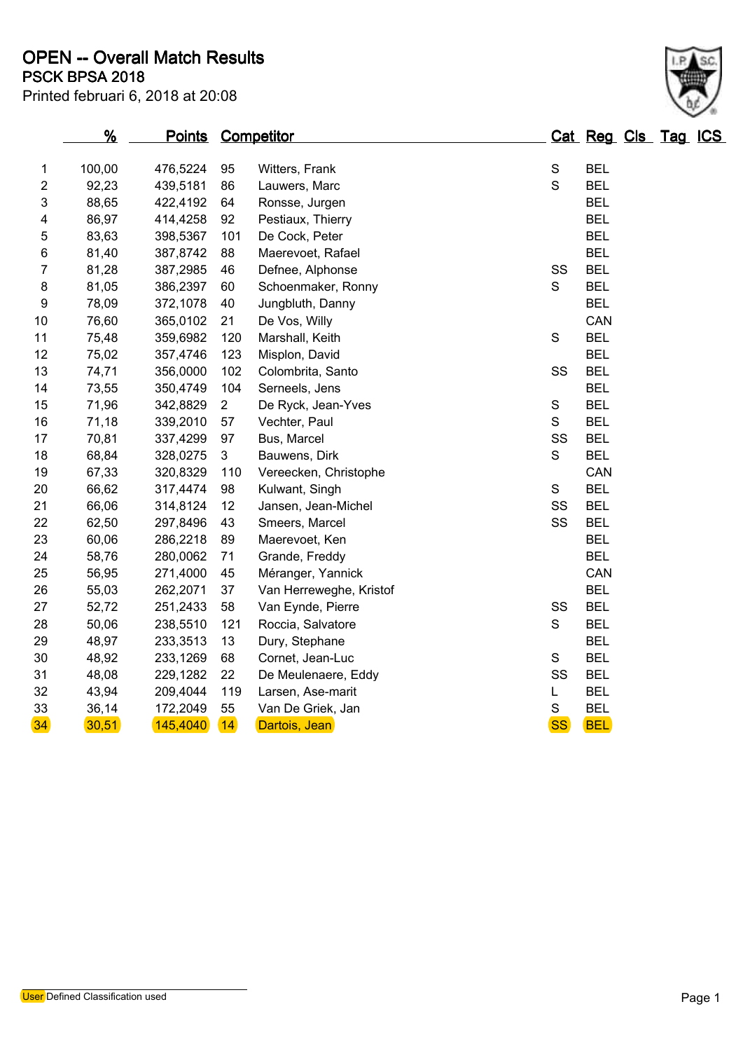# OPEN -- Overall Match Results

## PSCK BPSA 2018

Printed februari 6, 2018 at 20:08

| | % | Points | Competitor | | Cat | Reg | Cls | Tag | ICS |
|---|---|---|---|---|---|---|---|---|---|
| 1 | 100,00 | 476,5224 | 95 | Witters, Frank | S | BEL | | | |
| 2 | 92,23 | 439,5181 | 86 | Lauwers, Marc | S | BEL | | | |
| 3 | 88,65 | 422,4192 | 64 | Ronsse, Jurgen | | BEL | | | |
| 4 | 86,97 | 414,4258 | 92 | Pestiaux, Thierry | | BEL | | | |
| 5 | 83,63 | 398,5367 | 101 | De Cock, Peter | | BEL | | | |
| 6 | 81,40 | 387,8742 | 88 | Maerevoet, Rafael | | BEL | | | |
| 7 | 81,28 | 387,2985 | 46 | Defnee, Alphonse | SS | BEL | | | |
| 8 | 81,05 | 386,2397 | 60 | Schoenmaker, Ronny | S | BEL | | | |
| 9 | 78,09 | 372,1078 | 40 | Jungbluth, Danny | | BEL | | | |
| 10 | 76,60 | 365,0102 | 21 | De Vos, Willy | | CAN | | | |
| 11 | 75,48 | 359,6982 | 120 | Marshall, Keith | S | BEL | | | |
| 12 | 75,02 | 357,4746 | 123 | Misplon, David | | BEL | | | |
| 13 | 74,71 | 356,0000 | 102 | Colombrita, Santo | SS | BEL | | | |
| 14 | 73,55 | 350,4749 | 104 | Serneels, Jens | | BEL | | | |
| 15 | 71,96 | 342,8829 | 2 | De Ryck, Jean-Yves | S | BEL | | | |
| 16 | 71,18 | 339,2010 | 57 | Vechter, Paul | S | BEL | | | |
| 17 | 70,81 | 337,4299 | 97 | Bus, Marcel | SS | BEL | | | |
| 18 | 68,84 | 328,0275 | 3 | Bauwens, Dirk | S | BEL | | | |
| 19 | 67,33 | 320,8329 | 110 | Vereecken, Christophe | | CAN | | | |
| 20 | 66,62 | 317,4474 | 98 | Kulwant, Singh | S | BEL | | | |
| 21 | 66,06 | 314,8124 | 12 | Jansen, Jean-Michel | SS | BEL | | | |
| 22 | 62,50 | 297,8496 | 43 | Smeers, Marcel | SS | BEL | | | |
| 23 | 60,06 | 286,2218 | 89 | Maerevoet, Ken | | BEL | | | |
| 24 | 58,76 | 280,0062 | 71 | Grande, Freddy | | BEL | | | |
| 25 | 56,95 | 271,4000 | 45 | Méranger, Yannick | | CAN | | | |
| 26 | 55,03 | 262,2071 | 37 | Van Herreweghe, Kristof | | BEL | | | |
| 27 | 52,72 | 251,2433 | 58 | Van Eynde, Pierre | SS | BEL | | | |
| 28 | 50,06 | 238,5510 | 121 | Roccia, Salvatore | S | BEL | | | |
| 29 | 48,97 | 233,3513 | 13 | Dury, Stephane | | BEL | | | |
| 30 | 48,92 | 233,1269 | 68 | Cornet, Jean-Luc | S | BEL | | | |
| 31 | 48,08 | 229,1282 | 22 | De Meulenaere, Eddy | SS | BEL | | | |
| 32 | 43,94 | 209,4044 | 119 | Larsen, Ase-marit | L | BEL | | | |
| 33 | 36,14 | 172,2049 | 55 | Van De Griek, Jan | S | BEL | | | |
| 34 | 30,51 | 145,4040 | 14 | Dartois, Jean | SS | BEL | | | |

User Defined Classification used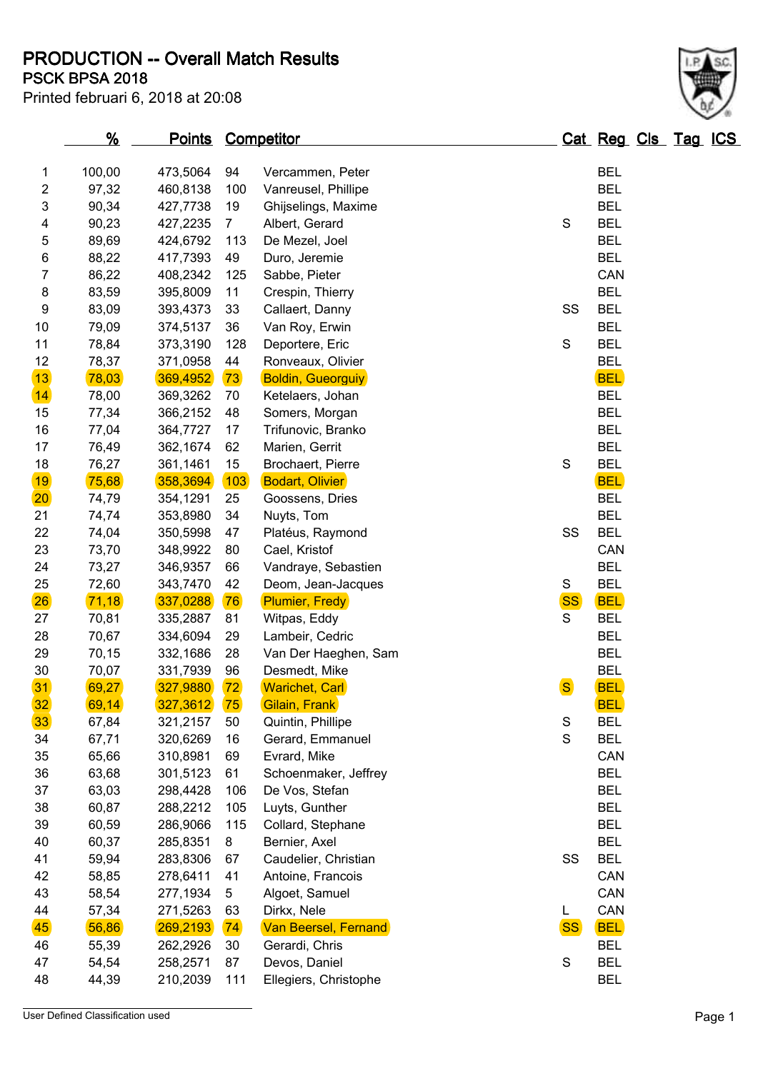# PRODUCTION -- Overall Match Results

## PSCK BPSA 2018

Printed februari 6, 2018 at 20:08

| | % | Points | | Competitor | Cat | Reg | Cls | Tag | ICS |
|---|---|---|---|---|---|---|---|---|---|
| 1 | 100,00 | 473,5064 | 94 | Vercammen, Peter | | BEL | | | |
| 2 | 97,32 | 460,8138 | 100 | Vanreusel, Phillipe | | BEL | | | |
| 3 | 90,34 | 427,7738 | 19 | Ghijselings, Maxime | | BEL | | | |
| 4 | 90,23 | 427,2235 | 7 | Albert, Gerard | S | BEL | | | |
| 5 | 89,69 | 424,6792 | 113 | De Mezel, Joel | | BEL | | | |
| 6 | 88,22 | 417,7393 | 49 | Duro, Jeremie | | BEL | | | |
| 7 | 86,22 | 408,2342 | 125 | Sabbe, Pieter | | CAN | | | |
| 8 | 83,59 | 395,8009 | 11 | Crespin, Thierry | | BEL | | | |
| 9 | 83,09 | 393,4373 | 33 | Callaert, Danny | SS | BEL | | | |
| 10 | 79,09 | 374,5137 | 36 | Van Roy, Erwin | | BEL | | | |
| 11 | 78,84 | 373,3190 | 128 | Deportere, Eric | S | BEL | | | |
| 12 | 78,37 | 371,0958 | 44 | Ronveaux, Olivier | | BEL | | | |
| 13 | 78,03 | 369,4952 | 73 | Boldin, Gueorguiy | | BEL | | | |
| 14 | 78,00 | 369,3262 | 70 | Ketelaers, Johan | | BEL | | | |
| 15 | 77,34 | 366,2152 | 48 | Somers, Morgan | | BEL | | | |
| 16 | 77,04 | 364,7727 | 17 | Trifunovic, Branko | | BEL | | | |
| 17 | 76,49 | 362,1674 | 62 | Marien, Gerrit | | BEL | | | |
| 18 | 76,27 | 361,1461 | 15 | Brochaert, Pierre | S | BEL | | | |
| 19 | 75,68 | 358,3694 | 103 | Bodart, Olivier | | BEL | | | |
| 20 | 74,79 | 354,1291 | 25 | Goossens, Dries | | BEL | | | |
| 21 | 74,74 | 353,8980 | 34 | Nuyts, Tom | | BEL | | | |
| 22 | 74,04 | 350,5998 | 47 | Platéus, Raymond | SS | BEL | | | |
| 23 | 73,70 | 348,9922 | 80 | Cael, Kristof | | CAN | | | |
| 24 | 73,27 | 346,9357 | 66 | Vandraye, Sebastien | | BEL | | | |
| 25 | 72,60 | 343,7470 | 42 | Deom, Jean-Jacques | S | BEL | | | |
| 26 | 71,18 | 337,0288 | 76 | Plumier, Fredy | SS | BEL | | | |
| 27 | 70,81 | 335,2887 | 81 | Witpas, Eddy | S | BEL | | | |
| 28 | 70,67 | 334,6094 | 29 | Lambeir, Cedric | | BEL | | | |
| 29 | 70,15 | 332,1686 | 28 | Van Der Haeghen, Sam | | BEL | | | |
| 30 | 70,07 | 331,7939 | 96 | Desmedt, Mike | | BEL | | | |
| 31 | 69,27 | 327,9880 | 72 | Warichet, Carl | S | BEL | | | |
| 32 | 69,14 | 327,3612 | 75 | Gilain, Frank | | BEL | | | |
| 33 | 67,84 | 321,2157 | 50 | Quintin, Phillipe | S | BEL | | | |
| 34 | 67,71 | 320,6269 | 16 | Gerard, Emmanuel | S | BEL | | | |
| 35 | 65,66 | 310,8981 | 69 | Evrard, Mike | | CAN | | | |
| 36 | 63,68 | 301,5123 | 61 | Schoenmaker, Jeffrey | | BEL | | | |
| 37 | 63,03 | 298,4428 | 106 | De Vos, Stefan | | BEL | | | |
| 38 | 60,87 | 288,2212 | 105 | Luyts, Gunther | | BEL | | | |
| 39 | 60,59 | 286,9066 | 115 | Collard, Stephane | | BEL | | | |
| 40 | 60,37 | 285,8351 | 8 | Bernier, Axel | | BEL | | | |
| 41 | 59,94 | 283,8306 | 67 | Caudelier, Christian | SS | BEL | | | |
| 42 | 58,85 | 278,6411 | 41 | Antoine, Francois | | CAN | | | |
| 43 | 58,54 | 277,1934 | 5 | Algoet, Samuel | | CAN | | | |
| 44 | 57,34 | 271,5263 | 63 | Dirkx, Nele | L | CAN | | | |
| 45 | 56,86 | 269,2193 | 74 | Van Beersel, Fernand | SS | BEL | | | |
| 46 | 55,39 | 262,2926 | 30 | Gerardi, Chris | | BEL | | | |
| 47 | 54,54 | 258,2571 | 87 | Devos, Daniel | S | BEL | | | |
| 48 | 44,39 | 210,2039 | 111 | Ellegiers, Christophe | | BEL | | | |

User Defined Classification used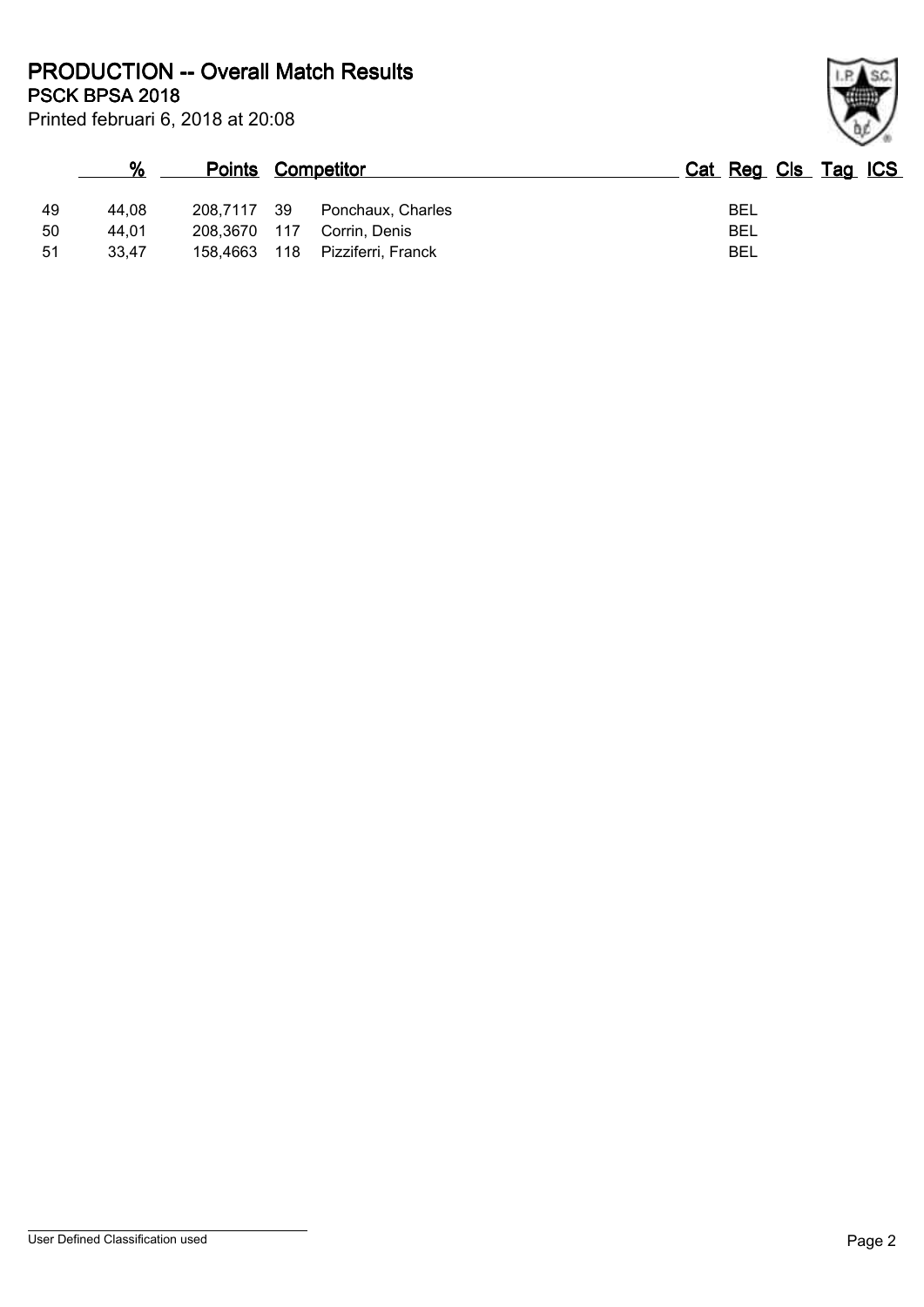# PRODUCTION -- Overall Match Results

## PSCK BPSA 2018

Printed februari 6, 2018 at 20:08

| | % | Points | Competitor | | Cat | Reg | Cls | Tag | ICS |
|---|---|---|---|---|---|---|---|---|---|
| 49 | 44,08 | 208,7117 | 39 | Ponchaux, Charles | | BEL | | | |
| 50 | 44,01 | 208,3670 | 117 | Corrin, Denis | | BEL | | | |
| 51 | 33,47 | 158,4663 | 118 | Pizziferri, Franck | | BEL | | | |

User Defined Classification used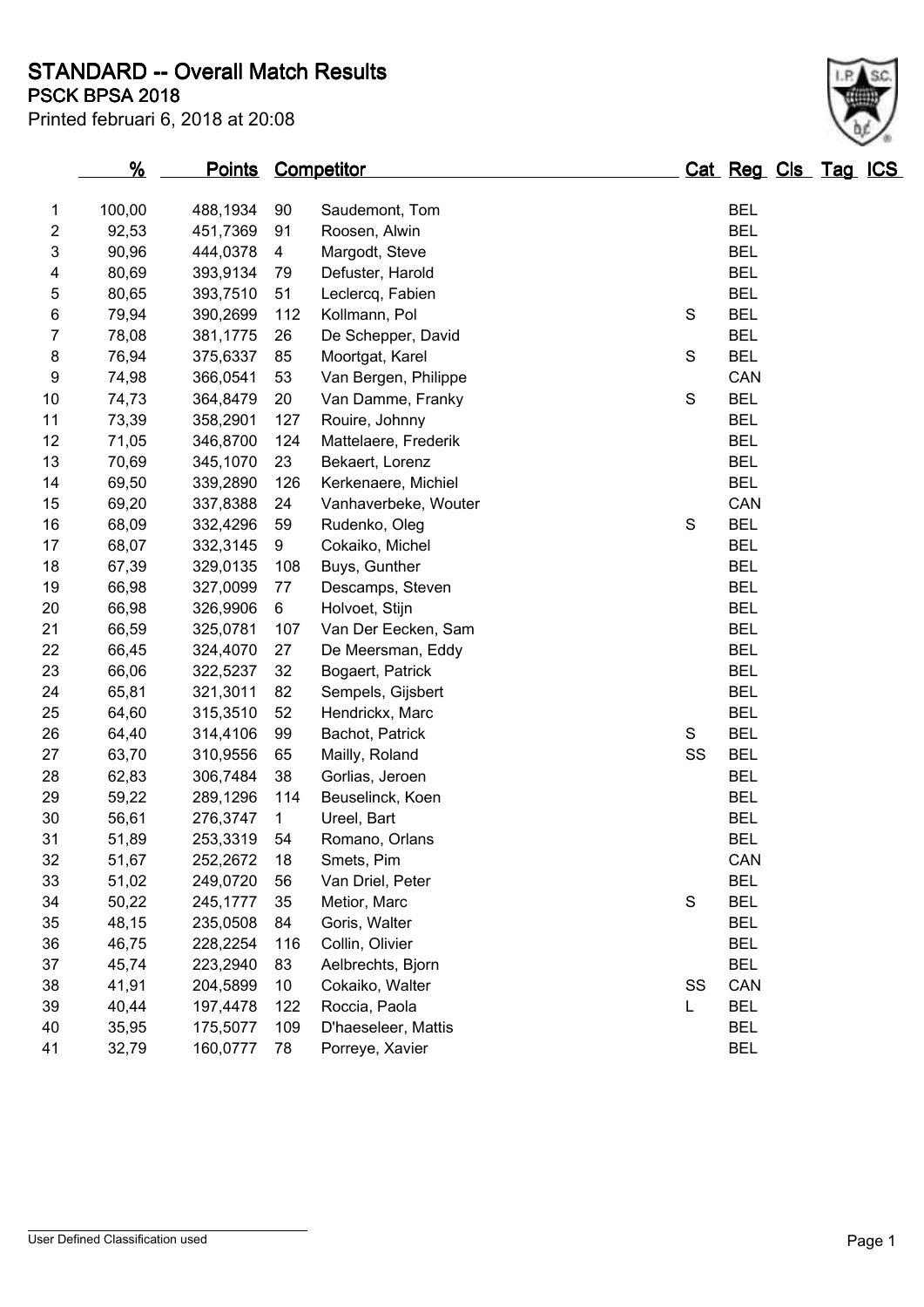# STANDARD -- Overall Match Results

**PSCK BPSA 2018**

Printed februari 6, 2018 at 20:08

| | % | Points | Competitor | | Cat | Reg | Cls | Tag | ICS |
|---|---|---|---|---|---|---|---|---|---|
| 1 | 100,00 | 488,1934 | 90 | Saudemont, Tom | | BEL | | | |
| 2 | 92,53 | 451,7369 | 91 | Roosen, Alwin | | BEL | | | |
| 3 | 90,96 | 444,0378 | 4 | Margodt, Steve | | BEL | | | |
| 4 | 80,69 | 393,9134 | 79 | Defuster, Harold | | BEL | | | |
| 5 | 80,65 | 393,7510 | 51 | Leclercq, Fabien | | BEL | | | |
| 6 | 79,94 | 390,2699 | 112 | Kollmann, Pol | S | BEL | | | |
| 7 | 78,08 | 381,1775 | 26 | De Schepper, David | | BEL | | | |
| 8 | 76,94 | 375,6337 | 85 | Moortgat, Karel | S | BEL | | | |
| 9 | 74,98 | 366,0541 | 53 | Van Bergen, Philippe | | CAN | | | |
| 10 | 74,73 | 364,8479 | 20 | Van Damme, Franky | S | BEL | | | |
| 11 | 73,39 | 358,2901 | 127 | Rouire, Johnny | | BEL | | | |
| 12 | 71,05 | 346,8700 | 124 | Mattelaere, Frederik | | BEL | | | |
| 13 | 70,69 | 345,1070 | 23 | Bekaert, Lorenz | | BEL | | | |
| 14 | 69,50 | 339,2890 | 126 | Kerkenaere, Michiel | | BEL | | | |
| 15 | 69,20 | 337,8388 | 24 | Vanhaverbeke, Wouter | | CAN | | | |
| 16 | 68,09 | 332,4296 | 59 | Rudenko, Oleg | S | BEL | | | |
| 17 | 68,07 | 332,3145 | 9 | Cokaiko, Michel | | BEL | | | |
| 18 | 67,39 | 329,0135 | 108 | Buys, Gunther | | BEL | | | |
| 19 | 66,98 | 327,0099 | 77 | Descamps, Steven | | BEL | | | |
| 20 | 66,98 | 326,9906 | 6 | Holvoet, Stijn | | BEL | | | |
| 21 | 66,59 | 325,0781 | 107 | Van Der Eecken, Sam | | BEL | | | |
| 22 | 66,45 | 324,4070 | 27 | De Meersman, Eddy | | BEL | | | |
| 23 | 66,06 | 322,5237 | 32 | Bogaert, Patrick | | BEL | | | |
| 24 | 65,81 | 321,3011 | 82 | Sempels, Gijsbert | | BEL | | | |
| 25 | 64,60 | 315,3510 | 52 | Hendrickx, Marc | | BEL | | | |
| 26 | 64,40 | 314,4106 | 99 | Bachot, Patrick | S | BEL | | | |
| 27 | 63,70 | 310,9556 | 65 | Mailly, Roland | SS | BEL | | | |
| 28 | 62,83 | 306,7484 | 38 | Gorlias, Jeroen | | BEL | | | |
| 29 | 59,22 | 289,1296 | 114 | Beuselinck, Koen | | BEL | | | |
| 30 | 56,61 | 276,3747 | 1 | Ureel, Bart | | BEL | | | |
| 31 | 51,89 | 253,3319 | 54 | Romano, Orlans | | BEL | | | |
| 32 | 51,67 | 252,2672 | 18 | Smets, Pim | | CAN | | | |
| 33 | 51,02 | 249,0720 | 56 | Van Driel, Peter | | BEL | | | |
| 34 | 50,22 | 245,1777 | 35 | Metior, Marc | S | BEL | | | |
| 35 | 48,15 | 235,0508 | 84 | Goris, Walter | | BEL | | | |
| 36 | 46,75 | 228,2254 | 116 | Collin, Olivier | | BEL | | | |
| 37 | 45,74 | 223,2940 | 83 | Aelbrechts, Bjorn | | BEL | | | |
| 38 | 41,91 | 204,5899 | 10 | Cokaiko, Walter | SS | CAN | | | |
| 39 | 40,44 | 197,4478 | 122 | Roccia, Paola | L | BEL | | | |
| 40 | 35,95 | 175,5077 | 109 | D'haeseleer, Mattis | | BEL | | | |
| 41 | 32,79 | 160,0777 | 78 | Porreye, Xavier | | BEL | | | |

User Defined Classification used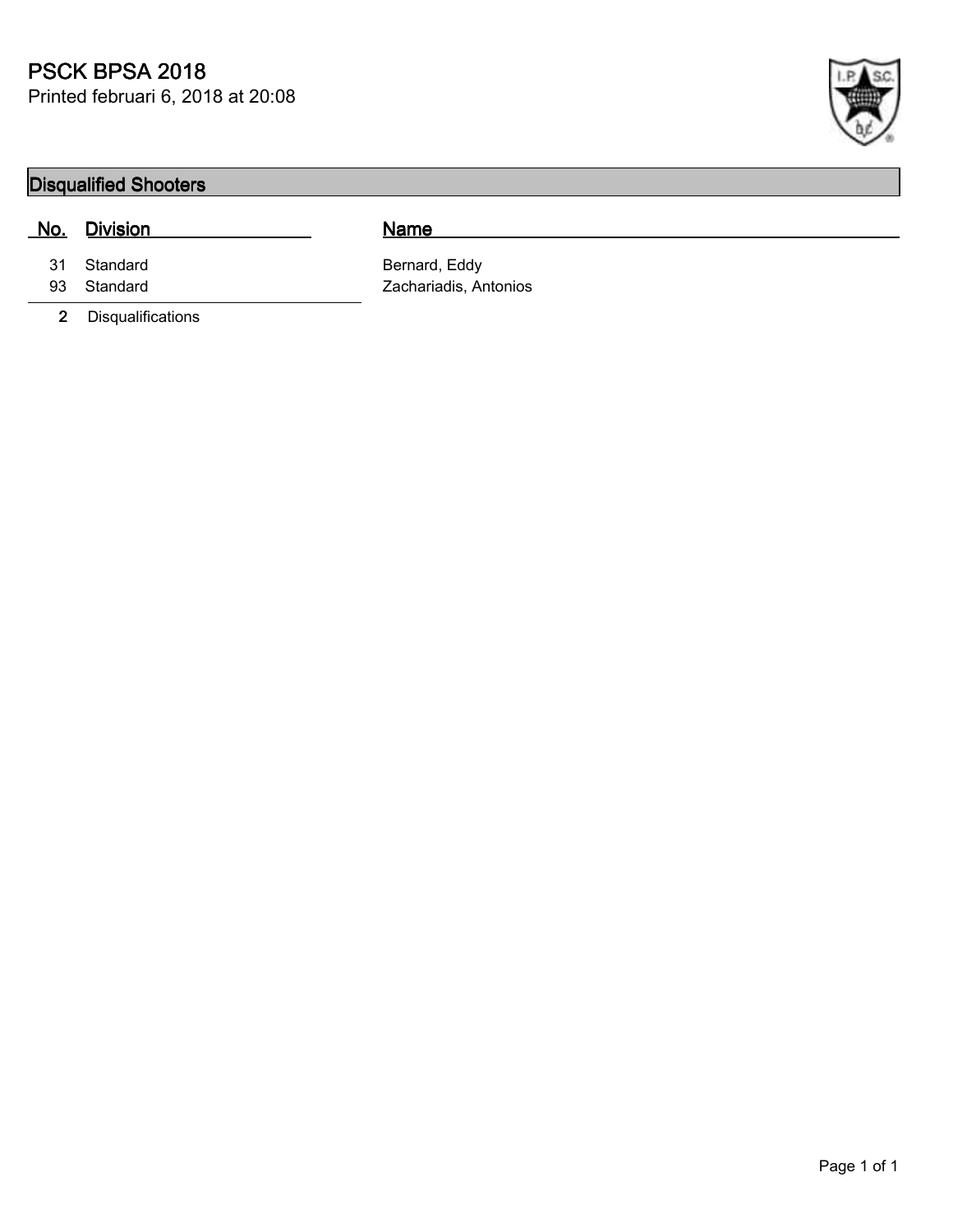# PSCK BPSA 2018

Printed februari 6, 2018 at 20:08

## Disqualified Shooters

| No. | Division | Name |
| --- | --- | --- |
| 31 | Standard | Bernard, Eddy |
| 93 | Standard | Zachariadis, Antonios |

**2** Disqualifications